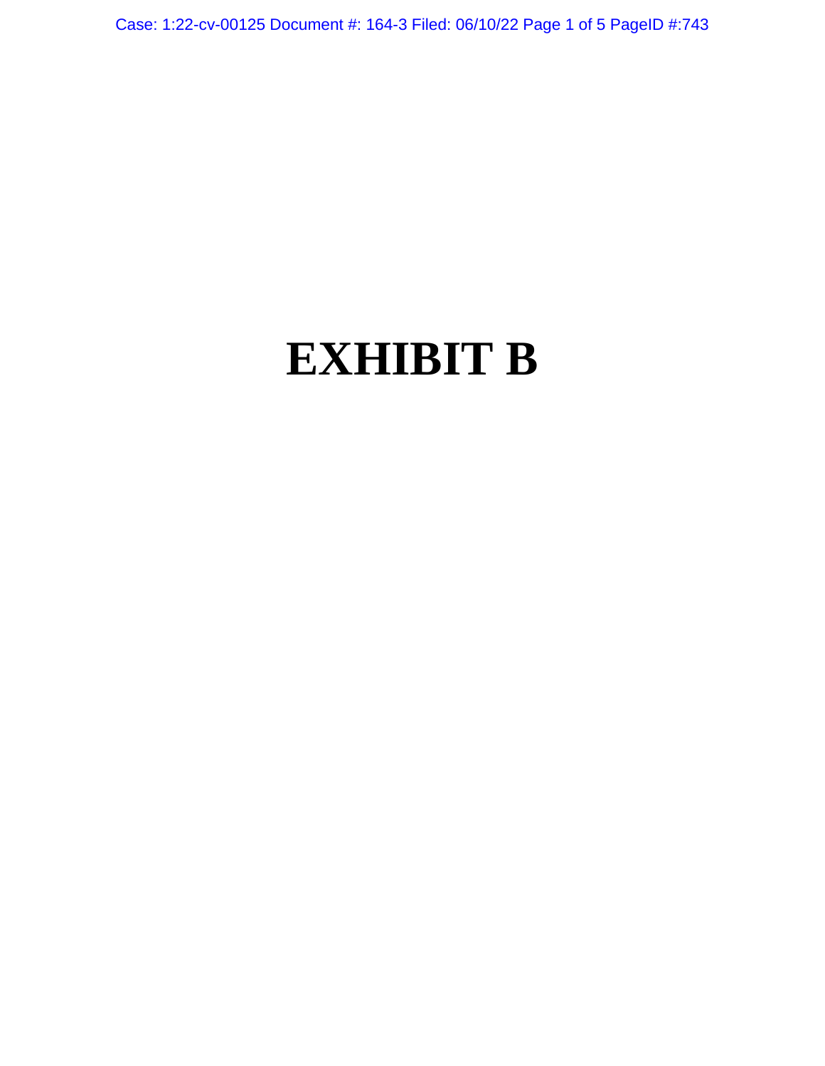# EXHIBIT B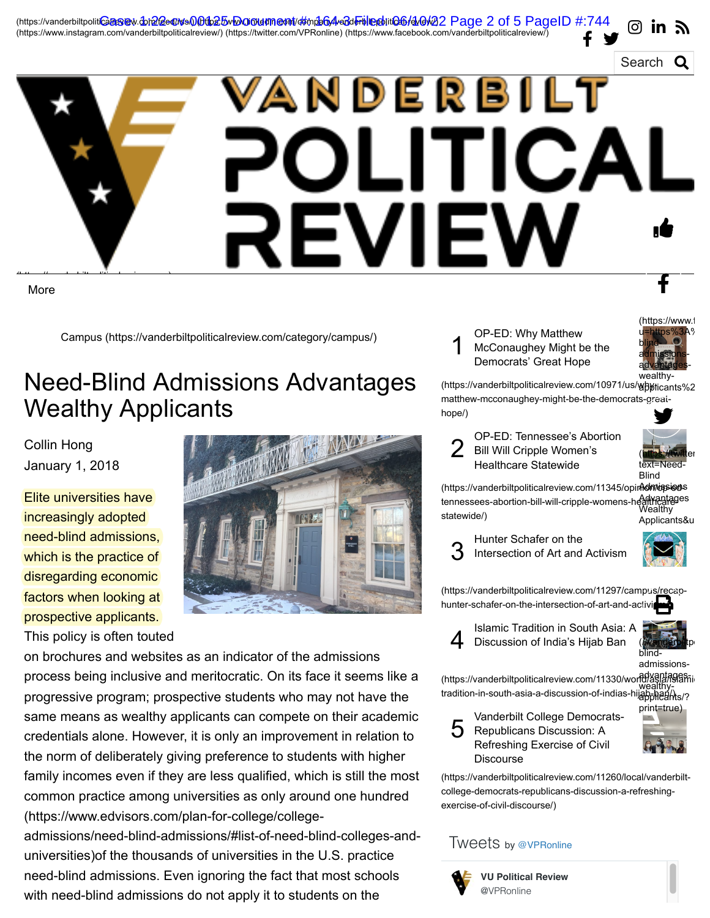(https://vanderbiltpoliticalreview.com/feed/) (https://www.linkedin.com/company/vanderbiltpoliticalreview/) (https://www.instagram.com/vanderbiltpoliticalreview/) (https://twitter.com/VPRonline) (https://www.facebook.com/vanderbiltpoliticalreview/)

Search

# VANDERBILT POLITICAL REVIEW

More

Campus (https://vanderbiltpoliticalreview.com/category/campus/)

# Need-Blind Admissions Advantages Wealthy Applicants

Collin Hong

January 1, 2018

Elite universities have increasingly adopted need-blind admissions, which is the practice of disregarding economic factors when looking at prospective applicants. This policy is often touted on brochures and websites as an indicator of the admissions process being inclusive and meritocratic. On its face it seems like a progressive program; prospective students who may not have the same means as wealthy applicants can compete on their academic credentials alone. However, it is only an improvement in relation to the norm of deliberately giving preference to students with higher family incomes even if they are less qualified, which is still the most common practice among universities as only around one hundred (https://www.edvisors.com/plan-for-college/college-admissions/need-blind-admissions/#list-of-need-blind-colleges-and-universities)of the thousands of universities in the U.S. practice need-blind admissions. Even ignoring the fact that most schools with need-blind admissions do not apply it to students on the

1. OP-ED: Why Matthew McConaughey Might be the Democrats' Great Hope (https://vanderbiltpoliticalreview.com/10971/us/why-matthew-mcconaughey-might-be-the-democrats-great-hope/)
2. OP-ED: Tennessee's Abortion Bill Will Cripple Women's Healthcare Statewide (https://vanderbiltpoliticalreview.com/11345/opinion/op-ed-tennessees-abortion-bill-will-cripple-womens-healthcare-statewide/)
3. Hunter Schafer on the Intersection of Art and Activism (https://vanderbiltpoliticalreview.com/11297/campus/recap-hunter-schafer-on-the-intersection-of-art-and-activism/)
4. Islamic Tradition in South Asia: A Discussion of India's Hijab Ban (https://vanderbiltpoliticalreview.com/11330/world/asia/islamic-tradition-in-south-asia-a-discussion-of-indias-hijab-ban/)
5. Vanderbilt College Democrats-Republicans Discussion: A Refreshing Exercise of Civil Discourse (https://vanderbiltpoliticalreview.com/11260/local/vanderbilt-college-democrats-republicans-discussion-a-refreshing-exercise-of-civil-discourse/)

Tweets by @VPRonline

VU Political Review @VPRonline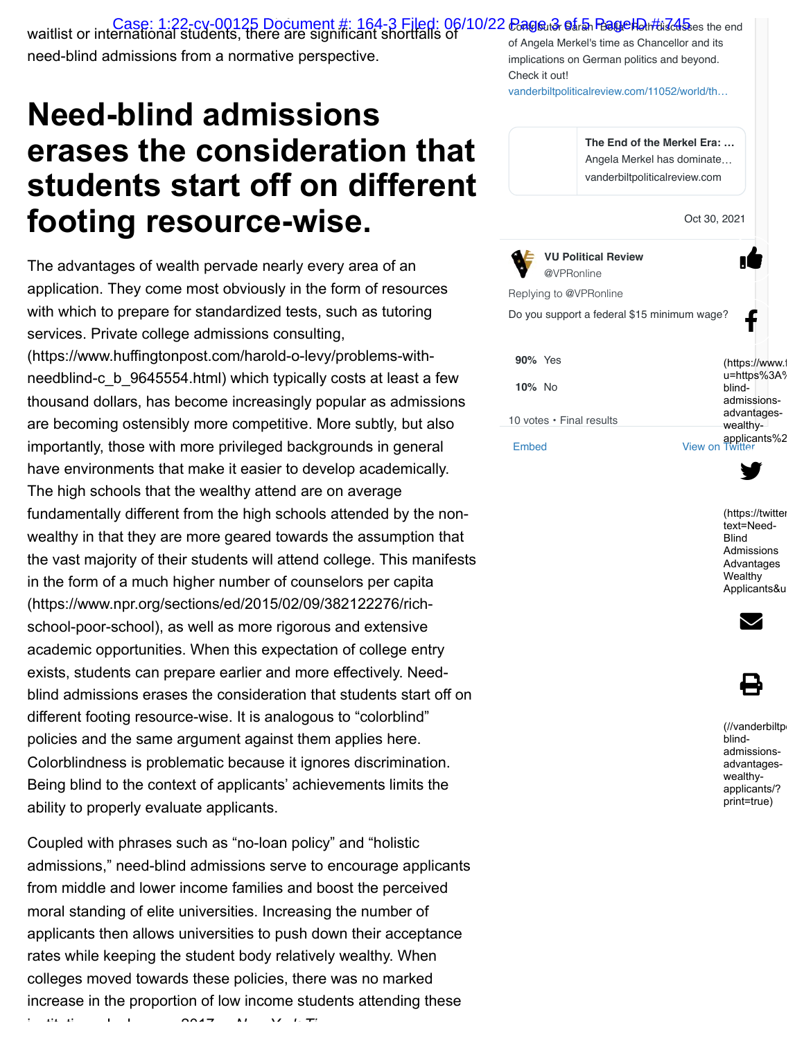waitlist or international students, there are significant shortfalls of need-blind admissions from a normative perspective.

# Need-blind admissions erases the consideration that students start off on different footing resource-wise.

The advantages of wealth pervade nearly every area of an application. They come most obviously in the form of resources with which to prepare for standardized tests, such as tutoring services. Private college admissions consulting, (https://www.huffingtonpost.com/harold-o-levy/problems-with-needblind-c_b_9645554.html) which typically costs at least a few thousand dollars, has become increasingly popular as admissions are becoming ostensibly more competitive. More subtly, but also importantly, those with more privileged backgrounds in general have environments that make it easier to develop academically. The high schools that the wealthy attend are on average fundamentally different from the high schools attended by the non-wealthy in that they are more geared towards the assumption that the vast majority of their students will attend college. This manifests in the form of a much higher number of counselors per capita (https://www.npr.org/sections/ed/2015/02/09/382122276/rich-school-poor-school), as well as more rigorous and extensive academic opportunities. When this expectation of college entry exists, students can prepare earlier and more effectively. Need-blind admissions erases the consideration that students start off on different footing resource-wise. It is analogous to "colorblind" policies and the same argument against them applies here. Colorblindness is problematic because it ignores discrimination. Being blind to the context of applicants' achievements limits the ability to properly evaluate applicants.

Coupled with phrases such as "no-loan policy" and "holistic admissions," need-blind admissions serve to encourage applicants from middle and lower income families and boost the perceived moral standing of elite universities. Increasing the number of applicants then allows universities to push down their acceptance rates while keeping the student body relatively wealthy. When colleges moved towards these policies, there was no marked increase in the proportion of low income students attending these

Contributor Sarah Boge-Roth discusses the end of Angela Merkel's time as Chancellor and its implications on German politics and beyond. Check it out!
vanderbiltpoliticalreview.com/11052/world/th…

**The End of the Merkel Era: …**
Angela Merkel has dominate…
vanderbiltpoliticalreview.com

Oct 30, 2021

**VU Political Review**
@VPRonline

Replying to @VPRonline

Do you support a federal $15 minimum wage?

**90%** Yes

**10%** No

10 votes • Final results

Embed

View on Twitter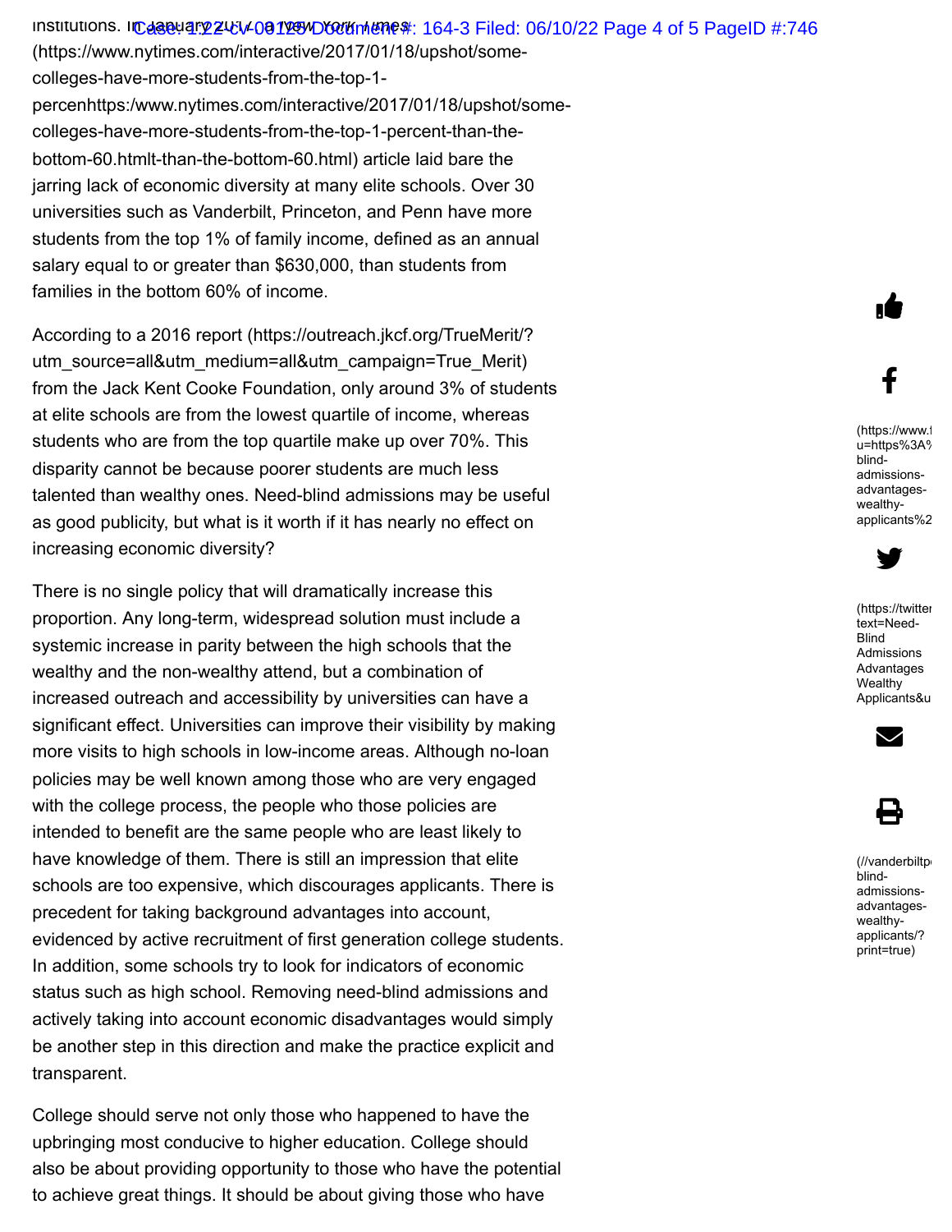institutions. In January 2017 a New York Times (https://www.nytimes.com/interactive/2017/01/18/upshot/some-colleges-have-more-students-from-the-top-1-percenhttps:/www.nytimes.com/interactive/2017/01/18/upshot/some-colleges-have-more-students-from-the-top-1-percent-than-the-bottom-60.htmlt-than-the-bottom-60.html) article laid bare the jarring lack of economic diversity at many elite schools. Over 30 universities such as Vanderbilt, Princeton, and Penn have more students from the top 1% of family income, defined as an annual salary equal to or greater than $630,000, than students from families in the bottom 60% of income.

According to a 2016 report (https://outreach.jkcf.org/TrueMerit/?utm_source=all&utm_medium=all&utm_campaign=True_Merit) from the Jack Kent Cooke Foundation, only around 3% of students at elite schools are from the lowest quartile of income, whereas students who are from the top quartile make up over 70%. This disparity cannot be because poorer students are much less talented than wealthy ones. Need-blind admissions may be useful as good publicity, but what is it worth if it has nearly no effect on increasing economic diversity?

There is no single policy that will dramatically increase this proportion. Any long-term, widespread solution must include a systemic increase in parity between the high schools that the wealthy and the non-wealthy attend, but a combination of increased outreach and accessibility by universities can have a significant effect. Universities can improve their visibility by making more visits to high schools in low-income areas. Although no-loan policies may be well known among those who are very engaged with the college process, the people who those policies are intended to benefit are the same people who are least likely to have knowledge of them. There is still an impression that elite schools are too expensive, which discourages applicants. There is precedent for taking background advantages into account, evidenced by active recruitment of first generation college students. In addition, some schools try to look for indicators of economic status such as high school. Removing need-blind admissions and actively taking into account economic disadvantages would simply be another step in this direction and make the practice explicit and transparent.

College should serve not only those who happened to have the upbringing most conducive to higher education. College should also be about providing opportunity to those who have the potential to achieve great things. It should be about giving those who have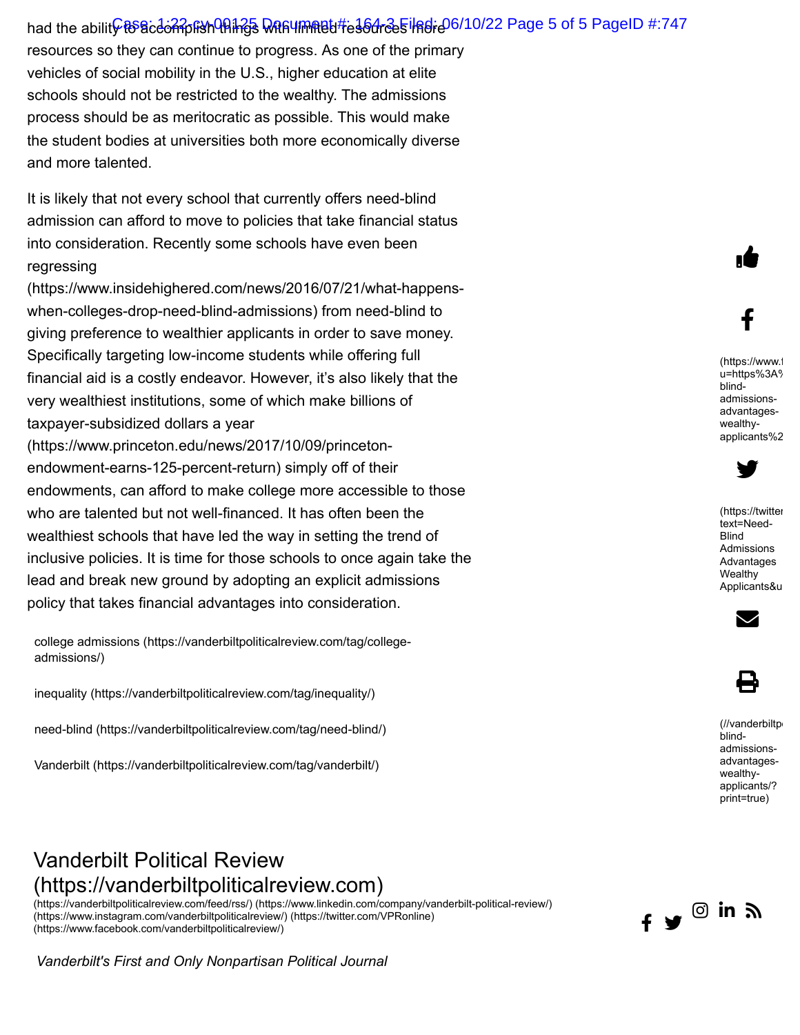had the ability to accomplish things with limited resources more resources so they can continue to progress. As one of the primary vehicles of social mobility in the U.S., higher education at elite schools should not be restricted to the wealthy. The admissions process should be as meritocratic as possible. This would make the student bodies at universities both more economically diverse and more talented.

It is likely that not every school that currently offers need-blind admission can afford to move to policies that take financial status into consideration. Recently some schools have even been regressing (https://www.insidehighered.com/news/2016/07/21/what-happens-when-colleges-drop-need-blind-admissions) from need-blind to giving preference to wealthier applicants in order to save money. Specifically targeting low-income students while offering full financial aid is a costly endeavor. However, it's also likely that the very wealthiest institutions, some of which make billions of taxpayer-subsidized dollars a year (https://www.princeton.edu/news/2017/10/09/princeton-endowment-earns-125-percent-return) simply off of their endowments, can afford to make college more accessible to those who are talented but not well-financed. It has often been the wealthiest schools that have led the way in setting the trend of inclusive policies. It is time for those schools to once again take the lead and break new ground by adopting an explicit admissions policy that takes financial advantages into consideration.

college admissions (https://vanderbiltpoliticalreview.com/tag/college-admissions/)

inequality (https://vanderbiltpoliticalreview.com/tag/inequality/)

need-blind (https://vanderbiltpoliticalreview.com/tag/need-blind/)

Vanderbilt (https://vanderbiltpoliticalreview.com/tag/vanderbilt/)

(https://www.f u=https%3A% blind-admissions-advantages-wealthy-applicants%2

(https://twitter text=Need-Blind Admissions Advantages Wealthy Applicants&u

(//vanderbiltp blind-admissions-advantages-wealthy-applicants/?print=true)

Vanderbilt Political Review (https://vanderbiltpoliticalreview.com)

(https://vanderbiltpoliticalreview.com/feed/rss/) (https://www.linkedin.com/company/vanderbilt-political-review/) (https://www.instagram.com/vanderbiltpoliticalreview/) (https://twitter.com/VPRonline) (https://www.facebook.com/vanderbiltpoliticalreview/)

*Vanderbilt's First and Only Nonpartisan Political Journal*